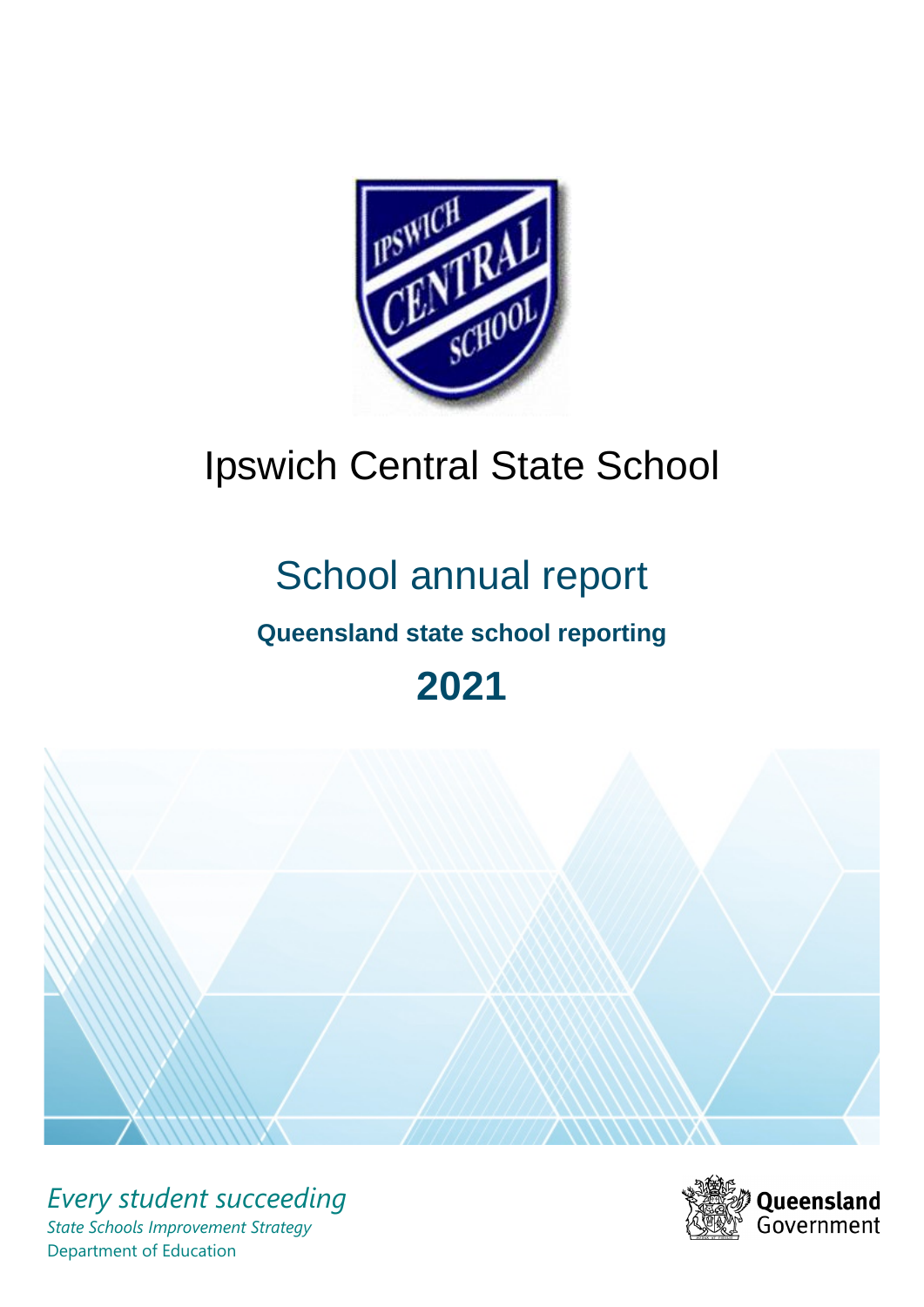# Ipswich Central State School

## School annual report

### Queensland state school reporting

## 2021

*Every student succeeding*

*State Schools Improvement Strategy*

Department of Education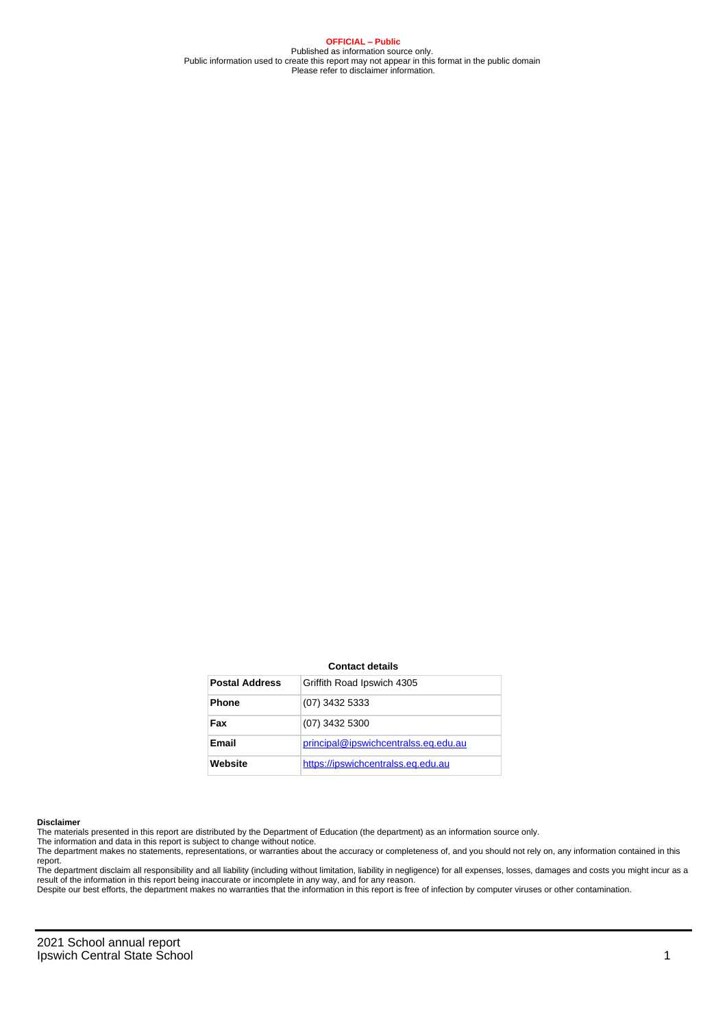**OFFICIAL – Public**
Published as information source only.
Public information used to create this report may not appear in this format in the public domain
Please refer to disclaimer information.

**Contact details**

| | |
|---|---|
| **Postal Address** | Griffith Road Ipswich 4305 |
| **Phone** | (07) 3432 5333 |
| **Fax** | (07) 3432 5300 |
| **Email** | principal@ipswichcentralss.eq.edu.au |
| **Website** | https://ipswichcentralss.eq.edu.au |

**Disclaimer**

The materials presented in this report are distributed by the Department of Education (the department) as an information source only.
The information and data in this report is subject to change without notice.
The department makes no statements, representations, or warranties about the accuracy or completeness of, and you should not rely on, any information contained in this report.
The department disclaim all responsibility and all liability (including without limitation, liability in negligence) for all expenses, losses, damages and costs you might incur as a result of the information in this report being inaccurate or incomplete in any way, and for any reason.
Despite our best efforts, the department makes no warranties that the information in this report is free of infection by computer viruses or other contamination.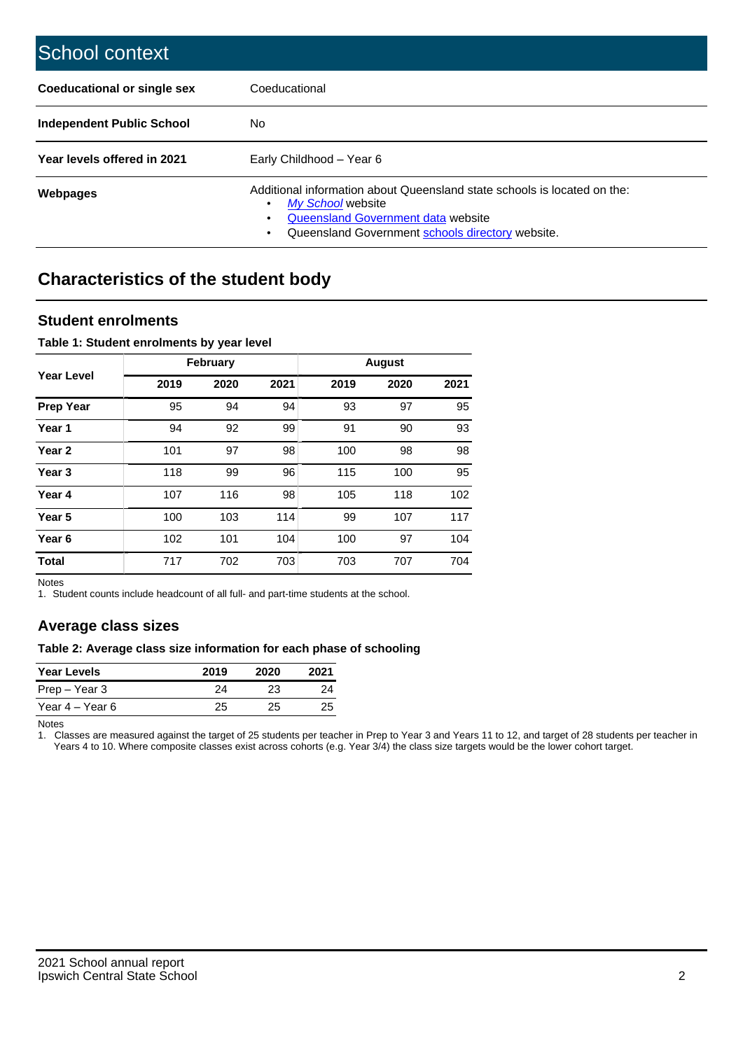# School context

| | |
|---|---|
| **Coeducational or single sex** | Coeducational |
| **Independent Public School** | No |
| **Year levels offered in 2021** | Early Childhood – Year 6 |
| **Webpages** | Additional information about Queensland state schools is located on the: <br>• *My School* website <br>• Queensland Government data website <br>• Queensland Government schools directory website. |

## Characteristics of the student body

### Student enrolments

**Table 1: Student enrolments by year level**

| Year Level | February | | | August | | |
|---|---|---|---|---|---|---|
| | 2019 | 2020 | 2021 | 2019 | 2020 | 2021 |
| **Prep Year** | 95 | 94 | 94 | 93 | 97 | 95 |
| **Year 1** | 94 | 92 | 99 | 91 | 90 | 93 |
| **Year 2** | 101 | 97 | 98 | 100 | 98 | 98 |
| **Year 3** | 118 | 99 | 96 | 115 | 100 | 95 |
| **Year 4** | 107 | 116 | 98 | 105 | 118 | 102 |
| **Year 5** | 100 | 103 | 114 | 99 | 107 | 117 |
| **Year 6** | 102 | 101 | 104 | 100 | 97 | 104 |
| **Total** | 717 | 702 | 703 | 703 | 707 | 704 |

Notes
1. Student counts include headcount of all full- and part-time students at the school.

### Average class sizes

**Table 2: Average class size information for each phase of schooling**

| Year Levels | 2019 | 2020 | 2021 |
|---|---|---|---|
| Prep – Year 3 | 24 | 23 | 24 |
| Year 4 – Year 6 | 25 | 25 | 25 |

Notes
1. Classes are measured against the target of 25 students per teacher in Prep to Year 3 and Years 11 to 12, and target of 28 students per teacher in Years 4 to 10. Where composite classes exist across cohorts (e.g. Year 3/4) the class size targets would be the lower cohort target.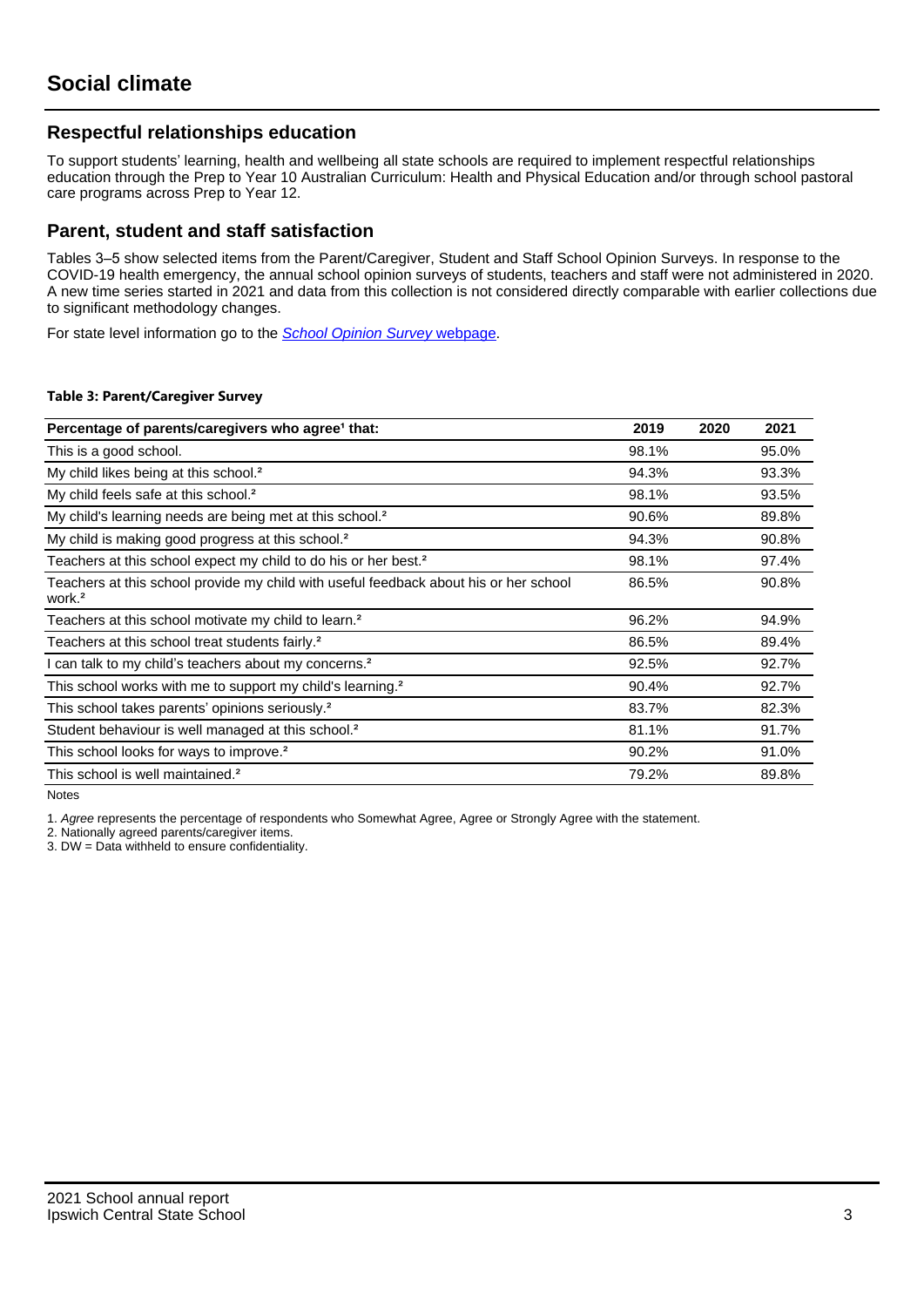# Social climate

## Respectful relationships education

To support students' learning, health and wellbeing all state schools are required to implement respectful relationships education through the Prep to Year 10 Australian Curriculum: Health and Physical Education and/or through school pastoral care programs across Prep to Year 12.

## Parent, student and staff satisfaction

Tables 3–5 show selected items from the Parent/Caregiver, Student and Staff School Opinion Surveys. In response to the COVID-19 health emergency, the annual school opinion surveys of students, teachers and staff were not administered in 2020. A new time series started in 2021 and data from this collection is not considered directly comparable with earlier collections due to significant methodology changes.

For state level information go to the *School Opinion Survey* webpage.

**Table 3: Parent/Caregiver Survey**

| Percentage of parents/caregivers who agree[1] that: | 2019 | 2020 | 2021 |
|---|---|---|---|
| This is a good school. | 98.1% | | 95.0% |
| My child likes being at this school.[2] | 94.3% | | 93.3% |
| My child feels safe at this school.[2] | 98.1% | | 93.5% |
| My child's learning needs are being met at this school.[2] | 90.6% | | 89.8% |
| My child is making good progress at this school.[2] | 94.3% | | 90.8% |
| Teachers at this school expect my child to do his or her best.[2] | 98.1% | | 97.4% |
| Teachers at this school provide my child with useful feedback about his or her school work.[2] | 86.5% | | 90.8% |
| Teachers at this school motivate my child to learn.[2] | 96.2% | | 94.9% |
| Teachers at this school treat students fairly.[2] | 86.5% | | 89.4% |
| I can talk to my child's teachers about my concerns.[2] | 92.5% | | 92.7% |
| This school works with me to support my child's learning.[2] | 90.4% | | 92.7% |
| This school takes parents' opinions seriously.[2] | 83.7% | | 82.3% |
| Student behaviour is well managed at this school.[2] | 81.1% | | 91.7% |
| This school looks for ways to improve.[2] | 90.2% | | 91.0% |
| This school is well maintained.[2] | 79.2% | | 89.8% |

Notes

1. *Agree* represents the percentage of respondents who Somewhat Agree, Agree or Strongly Agree with the statement.
2. Nationally agreed parents/caregiver items.
3. DW = Data withheld to ensure confidentiality.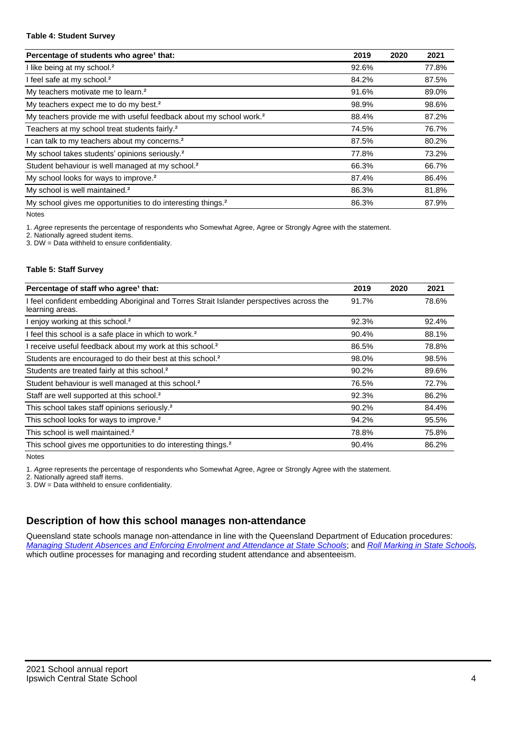**Table 4: Student Survey**

| Percentage of students who agree[1] that: | 2019 | 2020 | 2021 |
|---|---|---|---|
| I like being at my school.[2] | 92.6% | | 77.8% |
| I feel safe at my school.[2] | 84.2% | | 87.5% |
| My teachers motivate me to learn.[2] | 91.6% | | 89.0% |
| My teachers expect me to do my best.[2] | 98.9% | | 98.6% |
| My teachers provide me with useful feedback about my school work.[2] | 88.4% | | 87.2% |
| Teachers at my school treat students fairly.[2] | 74.5% | | 76.7% |
| I can talk to my teachers about my concerns.[2] | 87.5% | | 80.2% |
| My school takes students' opinions seriously.[2] | 77.8% | | 73.2% |
| Student behaviour is well managed at my school.[2] | 66.3% | | 66.7% |
| My school looks for ways to improve.[2] | 87.4% | | 86.4% |
| My school is well maintained.[2] | 86.3% | | 81.8% |
| My school gives me opportunities to do interesting things.[2] | 86.3% | | 87.9% |

Notes

1. *Agree* represents the percentage of respondents who Somewhat Agree, Agree or Strongly Agree with the statement.
2. Nationally agreed student items.
3. DW = Data withheld to ensure confidentiality.

**Table 5: Staff Survey**

| Percentage of staff who agree[1] that: | 2019 | 2020 | 2021 |
|---|---|---|---|
| I feel confident embedding Aboriginal and Torres Strait Islander perspectives across the learning areas. | 91.7% | | 78.6% |
| I enjoy working at this school.[2] | 92.3% | | 92.4% |
| I feel this school is a safe place in which to work.[2] | 90.4% | | 88.1% |
| I receive useful feedback about my work at this school.[2] | 86.5% | | 78.8% |
| Students are encouraged to do their best at this school.[2] | 98.0% | | 98.5% |
| Students are treated fairly at this school.[2] | 90.2% | | 89.6% |
| Student behaviour is well managed at this school.[2] | 76.5% | | 72.7% |
| Staff are well supported at this school.[2] | 92.3% | | 86.2% |
| This school takes staff opinions seriously.[2] | 90.2% | | 84.4% |
| This school looks for ways to improve.[2] | 94.2% | | 95.5% |
| This school is well maintained.[2] | 78.8% | | 75.8% |
| This school gives me opportunities to do interesting things.[2] | 90.4% | | 86.2% |

Notes

1. *Agree* represents the percentage of respondents who Somewhat Agree, Agree or Strongly Agree with the statement.
2. Nationally agreed staff items.
3. DW = Data withheld to ensure confidentiality.

## Description of how this school manages non-attendance

Queensland state schools manage non-attendance in line with the Queensland Department of Education procedures: *Managing Student Absences and Enforcing Enrolment and Attendance at State Schools*; and *Roll Marking in State Schools*, which outline processes for managing and recording student attendance and absenteeism.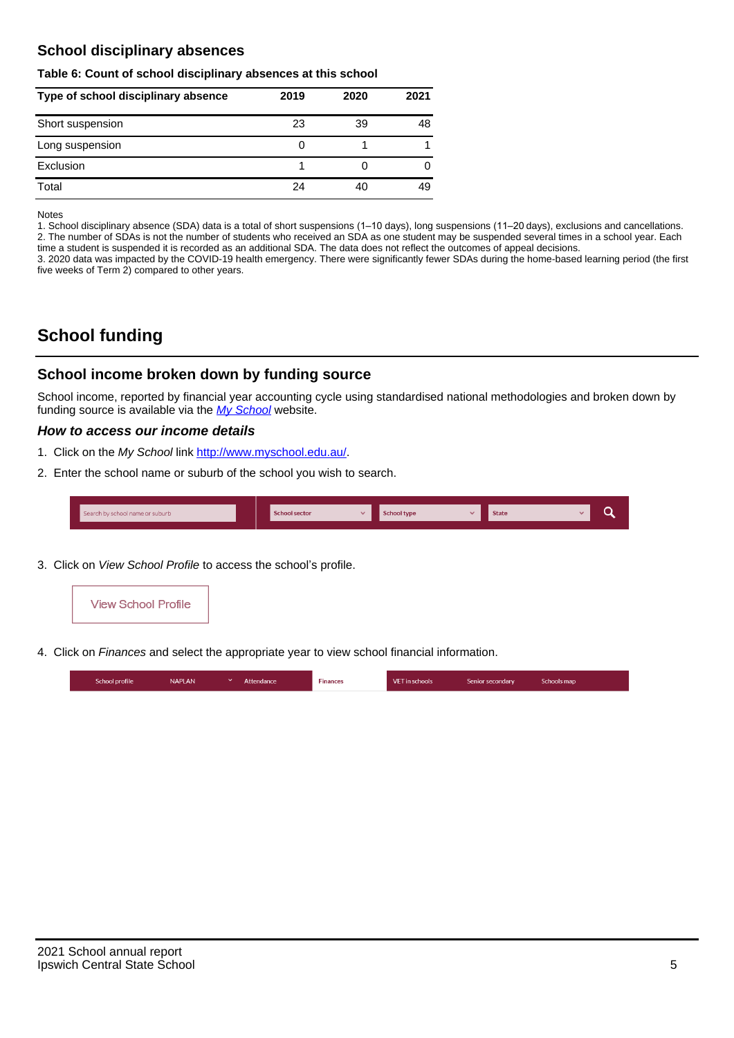## School disciplinary absences

**Table 6: Count of school disciplinary absences at this school**

| Type of school disciplinary absence | 2019 | 2020 | 2021 |
|---|---|---|---|
| Short suspension | 23 | 39 | 48 |
| Long suspension | 0 | 1 | 1 |
| Exclusion | 1 | 0 | 0 |
| Total | 24 | 40 | 49 |

Notes
1. School disciplinary absence (SDA) data is a total of short suspensions (1–10 days), long suspensions (11–20 days), exclusions and cancellations.
2. The number of SDAs is not the number of students who received an SDA as one student may be suspended several times in a school year. Each time a student is suspended it is recorded as an additional SDA. The data does not reflect the outcomes of appeal decisions.
3. 2020 data was impacted by the COVID-19 health emergency. There were significantly fewer SDAs during the home-based learning period (the first five weeks of Term 2) compared to other years.

# School funding

## School income broken down by funding source

School income, reported by financial year accounting cycle using standardised national methodologies and broken down by funding source is available via the *My School* website.

### *How to access our income details*

1. Click on the *My School* link http://www.myschool.edu.au/.
2. Enter the school name or suburb of the school you wish to search.

Search by school name or suburb | School sector | School type | State

3. Click on *View School Profile* to access the school's profile.

View School Profile

4. Click on *Finances* and select the appropriate year to view school financial information.

School profile | NAPLAN | Attendance | Finances | VET in schools | Senior secondary | Schools map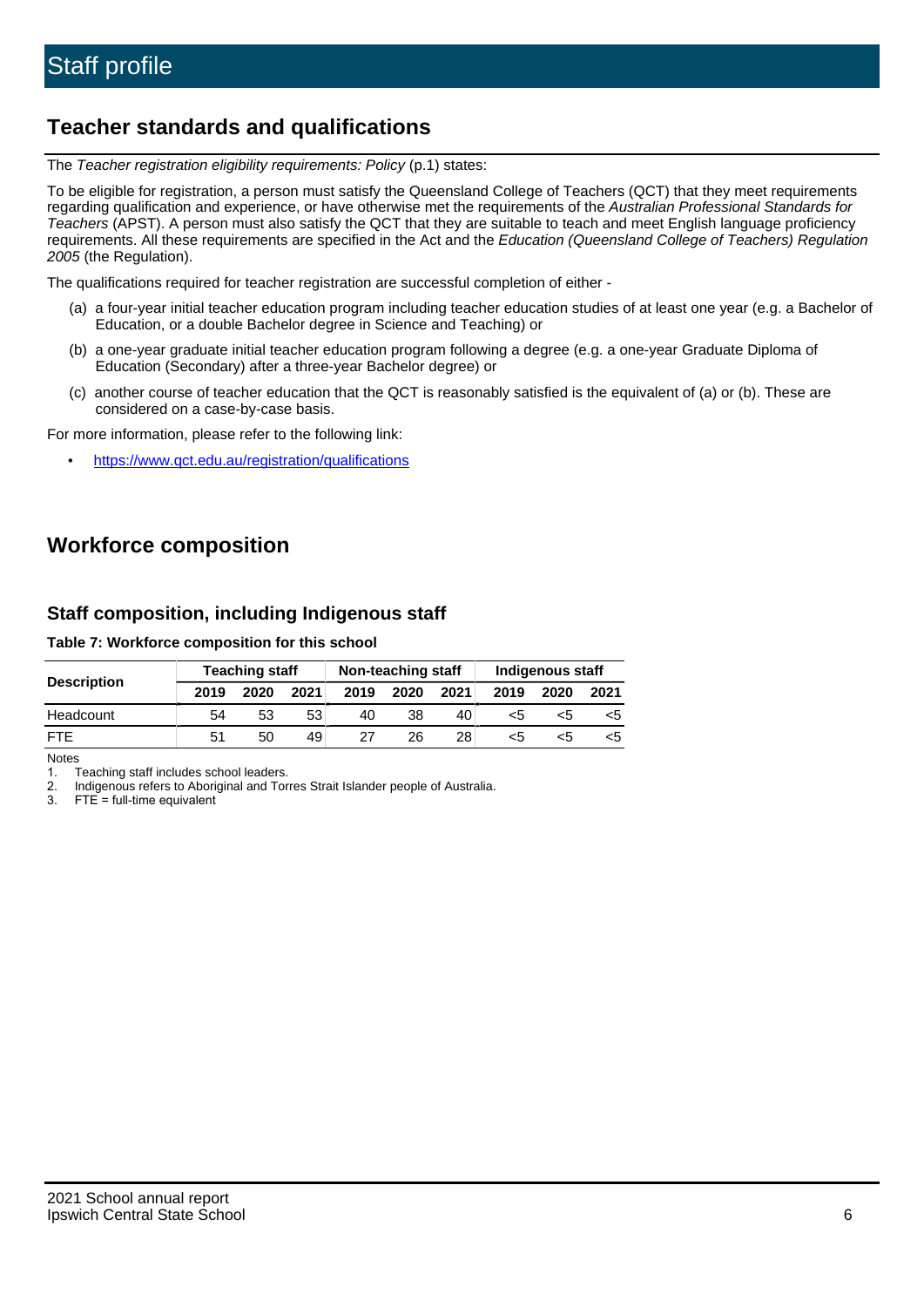# Staff profile

## Teacher standards and qualifications

The *Teacher registration eligibility requirements: Policy* (p.1) states:

To be eligible for registration, a person must satisfy the Queensland College of Teachers (QCT) that they meet requirements regarding qualification and experience, or have otherwise met the requirements of the *Australian Professional Standards for Teachers* (APST). A person must also satisfy the QCT that they are suitable to teach and meet English language proficiency requirements. All these requirements are specified in the Act and the *Education (Queensland College of Teachers) Regulation 2005* (the Regulation).

The qualifications required for teacher registration are successful completion of either -

(a) a four-year initial teacher education program including teacher education studies of at least one year (e.g. a Bachelor of Education, or a double Bachelor degree in Science and Teaching) or

(b) a one-year graduate initial teacher education program following a degree (e.g. a one-year Graduate Diploma of Education (Secondary) after a three-year Bachelor degree) or

(c) another course of teacher education that the QCT is reasonably satisfied is the equivalent of (a) or (b). These are considered on a case-by-case basis.

For more information, please refer to the following link:

- https://www.qct.edu.au/registration/qualifications

## Workforce composition

### Staff composition, including Indigenous staff

**Table 7: Workforce composition for this school**

| Description | Teaching staff | | | Non-teaching staff | | | Indigenous staff | | |
|---|---|---|---|---|---|---|---|---|---|
| | 2019 | 2020 | 2021 | 2019 | 2020 | 2021 | 2019 | 2020 | 2021 |
| Headcount | 54 | 53 | 53 | 40 | 38 | 40 | <5 | <5 | <5 |
| FTE | 51 | 50 | 49 | 27 | 26 | 28 | <5 | <5 | <5 |

Notes

1. Teaching staff includes school leaders.
2. Indigenous refers to Aboriginal and Torres Strait Islander people of Australia.
3. FTE = full-time equivalent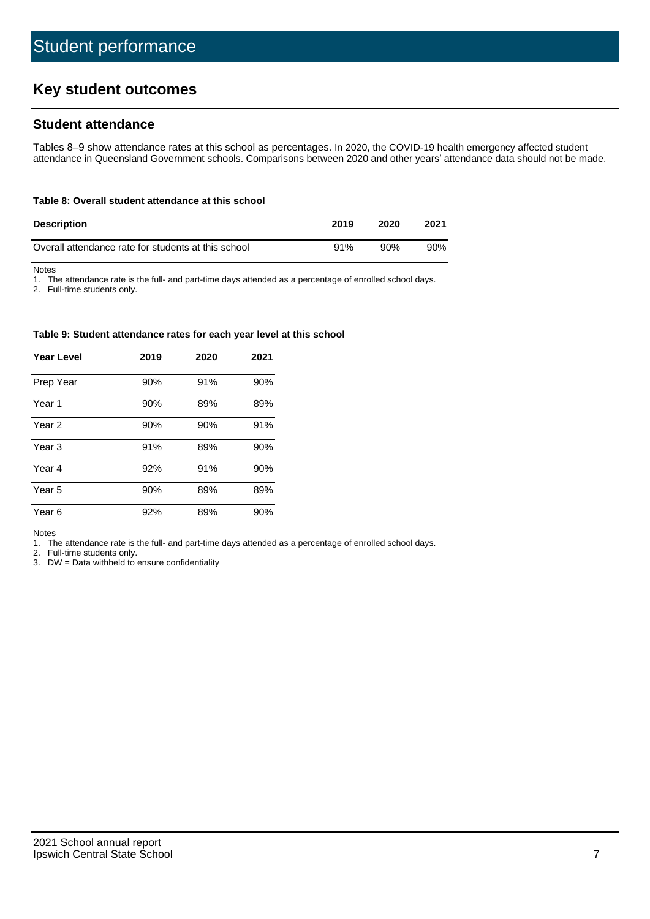# Student performance

## Key student outcomes

### Student attendance

Tables 8–9 show attendance rates at this school as percentages. In 2020, the COVID-19 health emergency affected student attendance in Queensland Government schools. Comparisons between 2020 and other years' attendance data should not be made.

**Table 8: Overall student attendance at this school**

| Description | 2019 | 2020 | 2021 |
|---|---|---|---|
| Overall attendance rate for students at this school | 91% | 90% | 90% |

Notes

1. The attendance rate is the full- and part-time days attended as a percentage of enrolled school days.
2. Full-time students only.

**Table 9: Student attendance rates for each year level at this school**

| Year Level | 2019 | 2020 | 2021 |
|---|---|---|---|
| Prep Year | 90% | 91% | 90% |
| Year 1 | 90% | 89% | 89% |
| Year 2 | 90% | 90% | 91% |
| Year 3 | 91% | 89% | 90% |
| Year 4 | 92% | 91% | 90% |
| Year 5 | 90% | 89% | 89% |
| Year 6 | 92% | 89% | 90% |

Notes

1. The attendance rate is the full- and part-time days attended as a percentage of enrolled school days.
2. Full-time students only.
3. DW = Data withheld to ensure confidentiality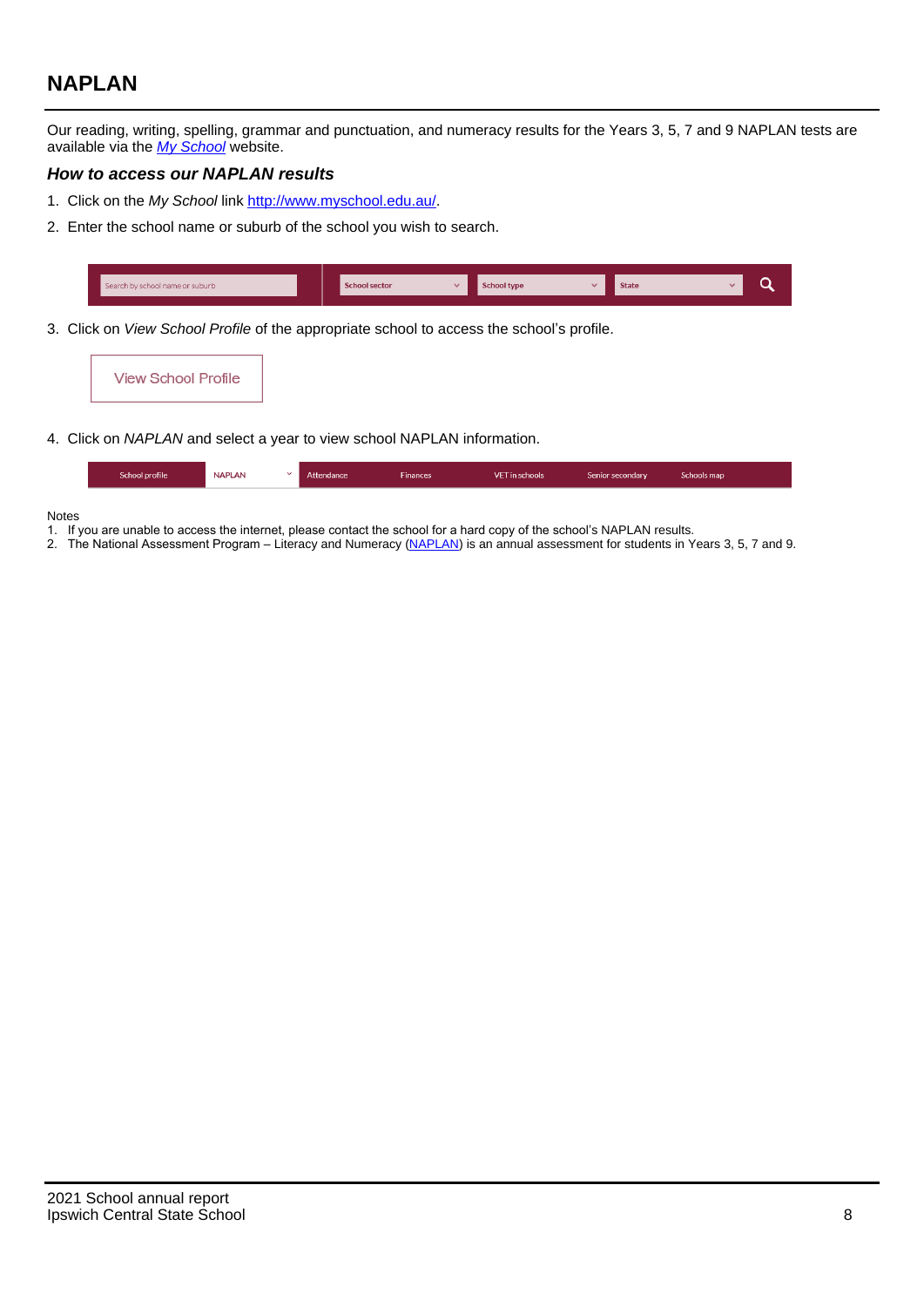## NAPLAN

Our reading, writing, spelling, grammar and punctuation, and numeracy results for the Years 3, 5, 7 and 9 NAPLAN tests are available via the *My School* website.

### *How to access our NAPLAN results*

1. Click on the *My School* link http://www.myschool.edu.au/.
2. Enter the school name or suburb of the school you wish to search.

Search by school name or suburb | School sector | School type | State

3. Click on *View School Profile* of the appropriate school to access the school's profile.

View School Profile

4. Click on *NAPLAN* and select a year to view school NAPLAN information.

School profile | NAPLAN | Attendance | Finances | VET in schools | Senior secondary | Schools map

Notes
1. If you are unable to access the internet, please contact the school for a hard copy of the school's NAPLAN results.
2. The National Assessment Program – Literacy and Numeracy (NAPLAN) is an annual assessment for students in Years 3, 5, 7 and 9.